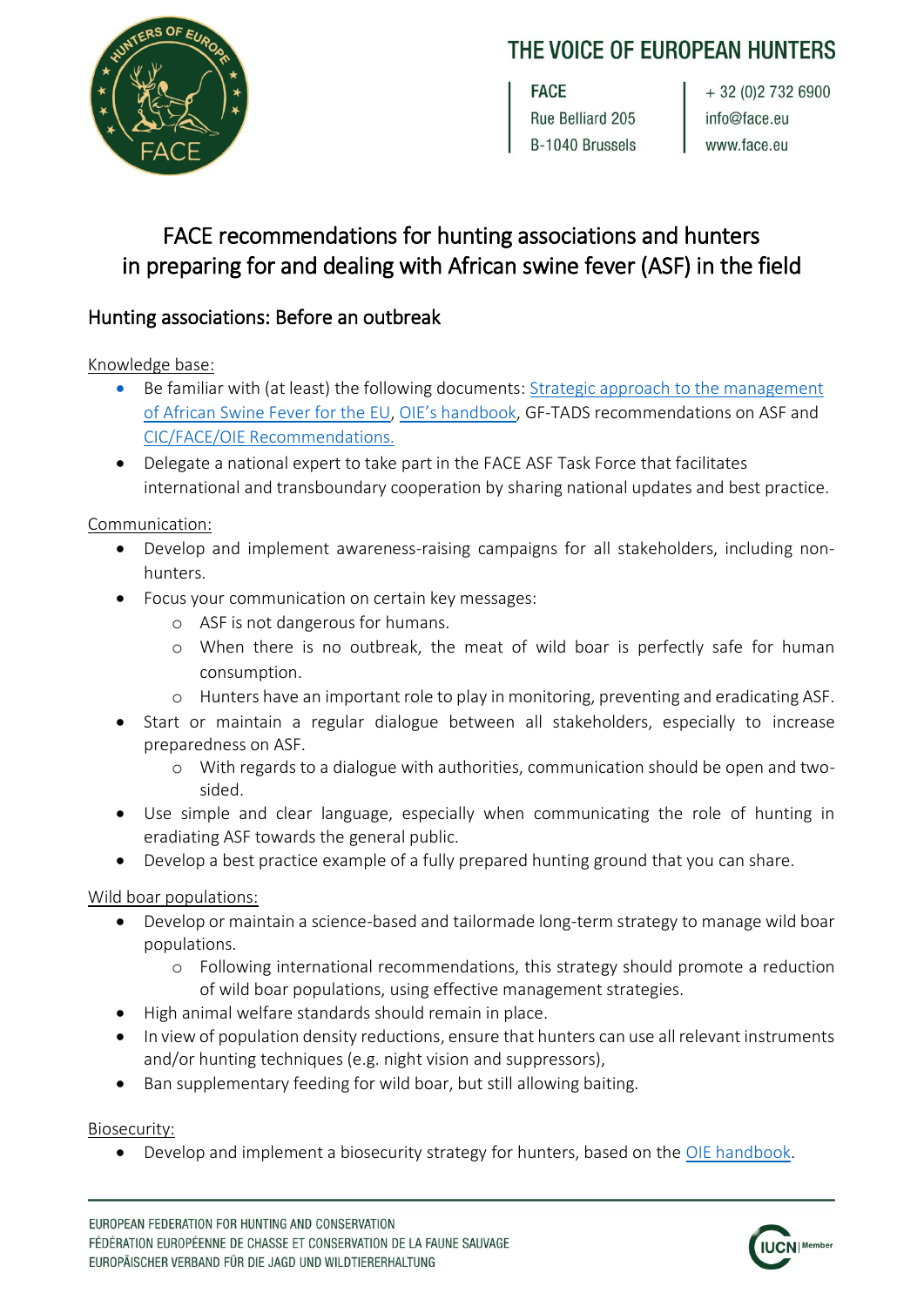THE VOICE OF EUROPEAN HUNTERS

FACE
Rue Belliard 205
B-1040 Brussels

+ 32 (0)2 732 6900
info@face.eu
www.face.eu

# FACE recommendations for hunting associations and hunters in preparing for and dealing with African swine fever (ASF) in the field

## Hunting associations: Before an outbreak

Knowledge base:

- Be familiar with (at least) the following documents: Strategic approach to the management of African Swine Fever for the EU, OIE's handbook, GF-TADS recommendations on ASF and CIC/FACE/OIE Recommendations.
- Delegate a national expert to take part in the FACE ASF Task Force that facilitates international and transboundary cooperation by sharing national updates and best practice.

Communication:

- Develop and implement awareness-raising campaigns for all stakeholders, including non-hunters.
- Focus your communication on certain key messages:
  - ASF is not dangerous for humans.
  - When there is no outbreak, the meat of wild boar is perfectly safe for human consumption.
  - Hunters have an important role to play in monitoring, preventing and eradicating ASF.
- Start or maintain a regular dialogue between all stakeholders, especially to increase preparedness on ASF.
  - With regards to a dialogue with authorities, communication should be open and two-sided.
- Use simple and clear language, especially when communicating the role of hunting in eradiating ASF towards the general public.
- Develop a best practice example of a fully prepared hunting ground that you can share.

Wild boar populations:

- Develop or maintain a science-based and tailormade long-term strategy to manage wild boar populations.
  - Following international recommendations, this strategy should promote a reduction of wild boar populations, using effective management strategies.
- High animal welfare standards should remain in place.
- In view of population density reductions, ensure that hunters can use all relevant instruments and/or hunting techniques (e.g. night vision and suppressors),
- Ban supplementary feeding for wild boar, but still allowing baiting.

Biosecurity:

- Develop and implement a biosecurity strategy for hunters, based on the OIE handbook.

EUROPEAN FEDERATION FOR HUNTING AND CONSERVATION
FÉDÉRATION EUROPÉENNE DE CHASSE ET CONSERVATION DE LA FAUNE SAUVAGE
EUROPÄISCHER VERBAND FÜR DIE JAGD UND WILDTIERERHALTUNG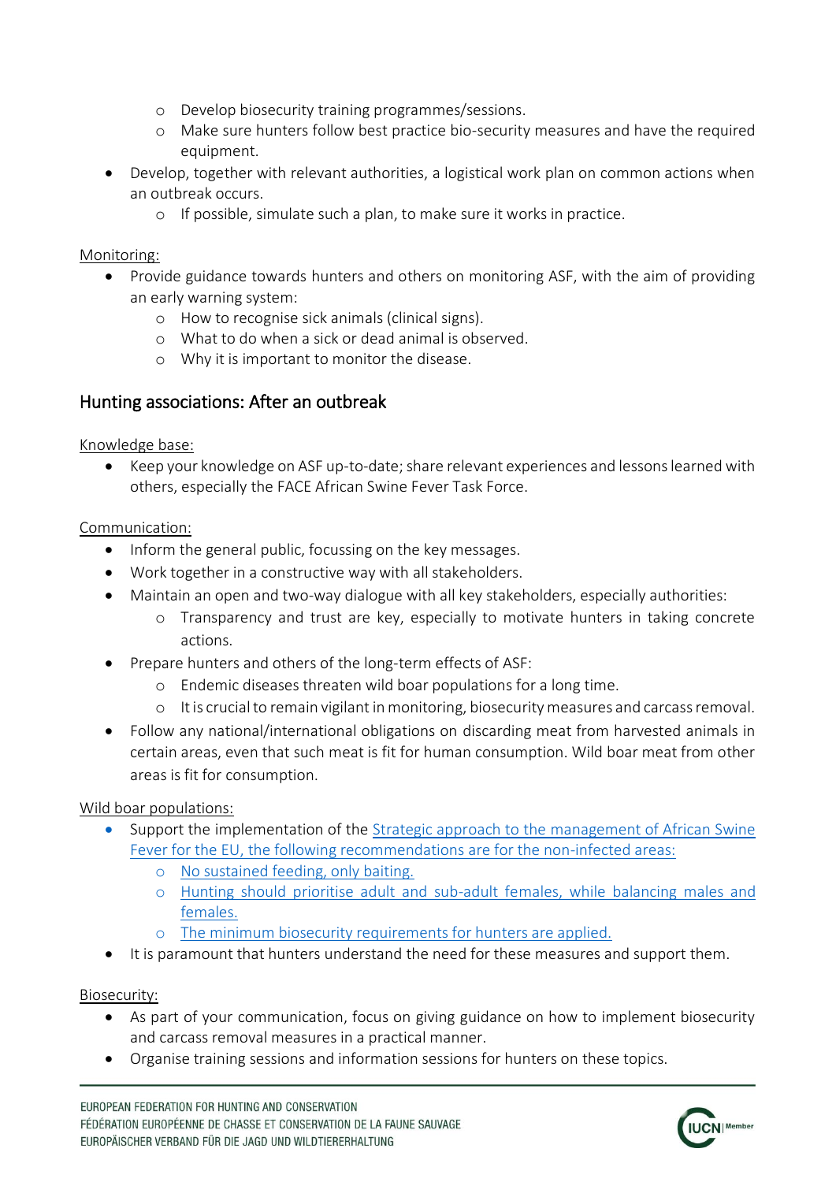- Develop biosecurity training programmes/sessions.
    - Make sure hunters follow best practice bio-security measures and have the required equipment.
- Develop, together with relevant authorities, a logistical work plan on common actions when an outbreak occurs.
    - If possible, simulate such a plan, to make sure it works in practice.

Monitoring:

- Provide guidance towards hunters and others on monitoring ASF, with the aim of providing an early warning system:
    - How to recognise sick animals (clinical signs).
    - What to do when a sick or dead animal is observed.
    - Why it is important to monitor the disease.

## Hunting associations: After an outbreak

Knowledge base:

- Keep your knowledge on ASF up-to-date; share relevant experiences and lessons learned with others, especially the FACE African Swine Fever Task Force.

Communication:

- Inform the general public, focussing on the key messages.
- Work together in a constructive way with all stakeholders.
- Maintain an open and two-way dialogue with all key stakeholders, especially authorities:
    - Transparency and trust are key, especially to motivate hunters in taking concrete actions.
- Prepare hunters and others of the long-term effects of ASF:
    - Endemic diseases threaten wild boar populations for a long time.
    - It is crucial to remain vigilant in monitoring, biosecurity measures and carcass removal.
- Follow any national/international obligations on discarding meat from harvested animals in certain areas, even that such meat is fit for human consumption. Wild boar meat from other areas is fit for consumption.

Wild boar populations:

- Support the implementation of the Strategic approach to the management of African Swine Fever for the EU, the following recommendations are for the non-infected areas:
    - No sustained feeding, only baiting.
    - Hunting should prioritise adult and sub-adult females, while balancing males and females.
    - The minimum biosecurity requirements for hunters are applied.
- It is paramount that hunters understand the need for these measures and support them.

Biosecurity:

- As part of your communication, focus on giving guidance on how to implement biosecurity and carcass removal measures in a practical manner.
- Organise training sessions and information sessions for hunters on these topics.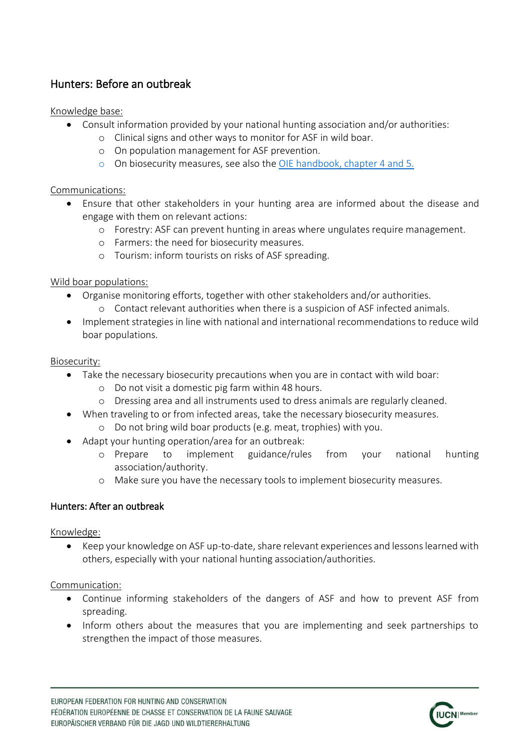## Hunters: Before an outbreak

Knowledge base:

- Consult information provided by your national hunting association and/or authorities:
  - Clinical signs and other ways to monitor for ASF in wild boar.
  - On population management for ASF prevention.
  - On biosecurity measures, see also the OIE handbook, chapter 4 and 5.

Communications:

- Ensure that other stakeholders in your hunting area are informed about the disease and engage with them on relevant actions:
  - Forestry: ASF can prevent hunting in areas where ungulates require management.
  - Farmers: the need for biosecurity measures.
  - Tourism: inform tourists on risks of ASF spreading.

Wild boar populations:

- Organise monitoring efforts, together with other stakeholders and/or authorities.
  - Contact relevant authorities when there is a suspicion of ASF infected animals.
- Implement strategies in line with national and international recommendations to reduce wild boar populations.

Biosecurity:

- Take the necessary biosecurity precautions when you are in contact with wild boar:
  - Do not visit a domestic pig farm within 48 hours.
  - Dressing area and all instruments used to dress animals are regularly cleaned.
- When traveling to or from infected areas, take the necessary biosecurity measures.
  - Do not bring wild boar products (e.g. meat, trophies) with you.
- Adapt your hunting operation/area for an outbreak:
  - Prepare to implement guidance/rules from your national hunting association/authority.
  - Make sure you have the necessary tools to implement biosecurity measures.

## Hunters: After an outbreak

Knowledge:

- Keep your knowledge on ASF up-to-date, share relevant experiences and lessons learned with others, especially with your national hunting association/authorities.

Communication:

- Continue informing stakeholders of the dangers of ASF and how to prevent ASF from spreading.
- Inform others about the measures that you are implementing and seek partnerships to strengthen the impact of those measures.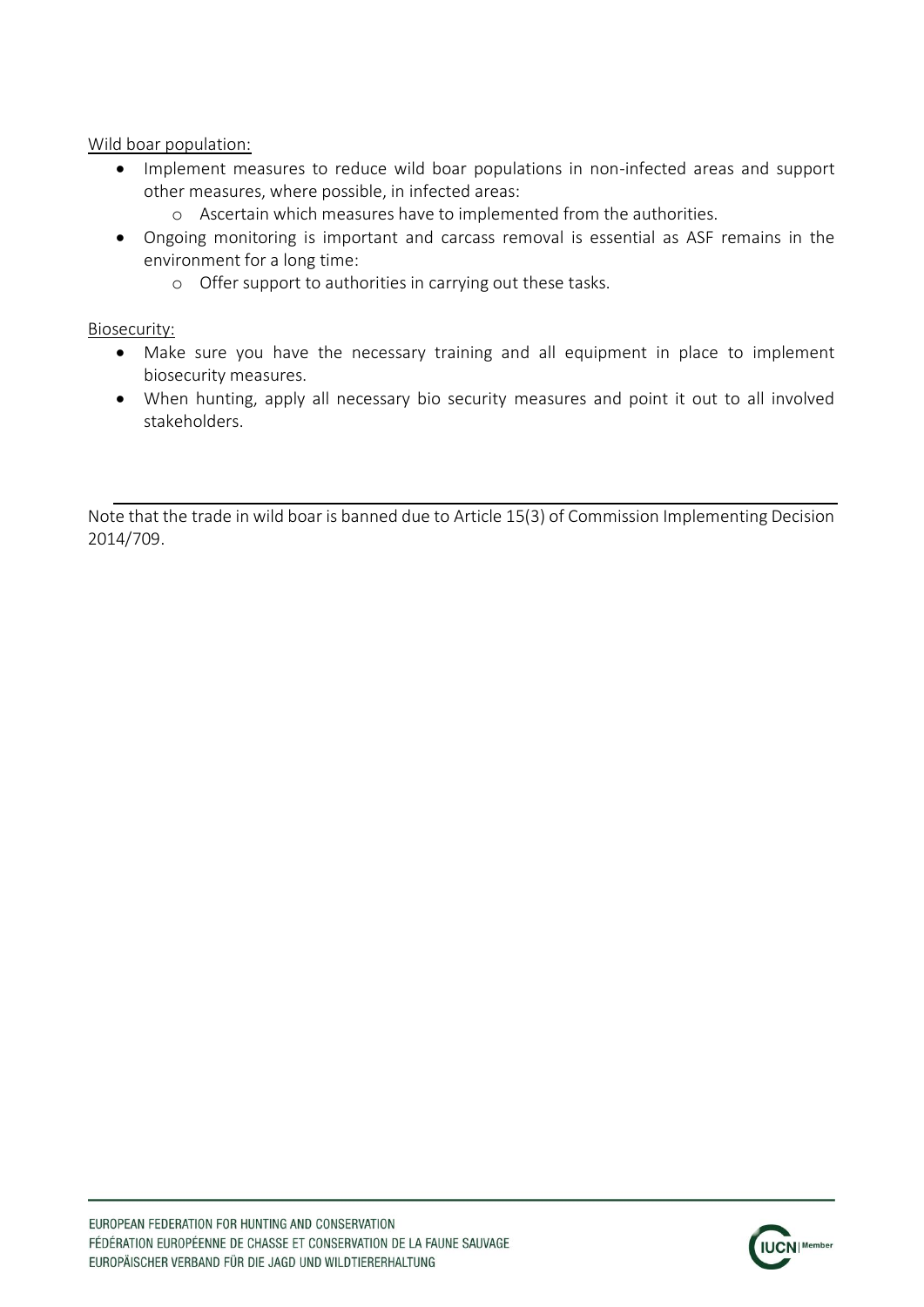Wild boar population:

- Implement measures to reduce wild boar populations in non-infected areas and support other measures, where possible, in infected areas:
  - Ascertain which measures have to implemented from the authorities.
- Ongoing monitoring is important and carcass removal is essential as ASF remains in the environment for a long time:
  - Offer support to authorities in carrying out these tasks.

Biosecurity:

- Make sure you have the necessary training and all equipment in place to implement biosecurity measures.
- When hunting, apply all necessary bio security measures and point it out to all involved stakeholders.

---

Note that the trade in wild boar is banned due to Article 15(3) of Commission Implementing Decision 2014/709.